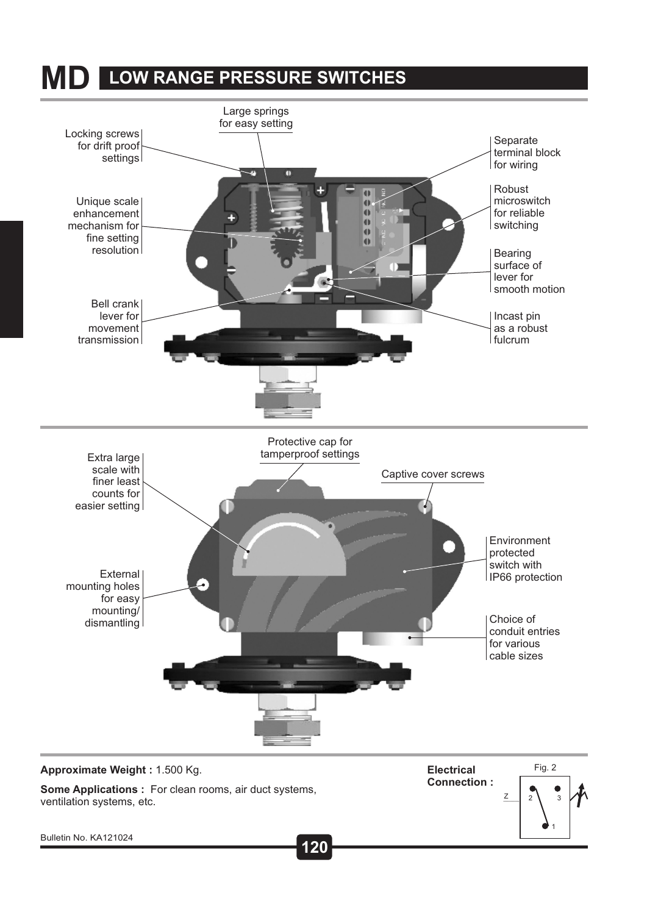# MD LOW RANGE PRESSURE SWITCHES

Locking screws for drift proof settings

Large springs for easy setting

Separate terminal block for wiring

Unique scale enhancement mechanism for fine setting resolution

Robust microswitch for reliable switching

Bearing surface of lever for smooth motion

Bell crank lever for movement transmission

Incast pin as a robust fulcrum

Extra large scale with finer least counts for easier setting

Protective cap for tamperproof settings

Captive cover screws

Environment protected switch with IP66 protection

External mounting holes for easy mounting/ dismantling

Choice of conduit entries for various cable sizes

**Approximate Weight :** 1.500 Kg.

**Some Applications :** For clean rooms, air duct systems, ventilation systems, etc.

**Electrical Connection :**

Fig. 2

Bulletin No. KA121024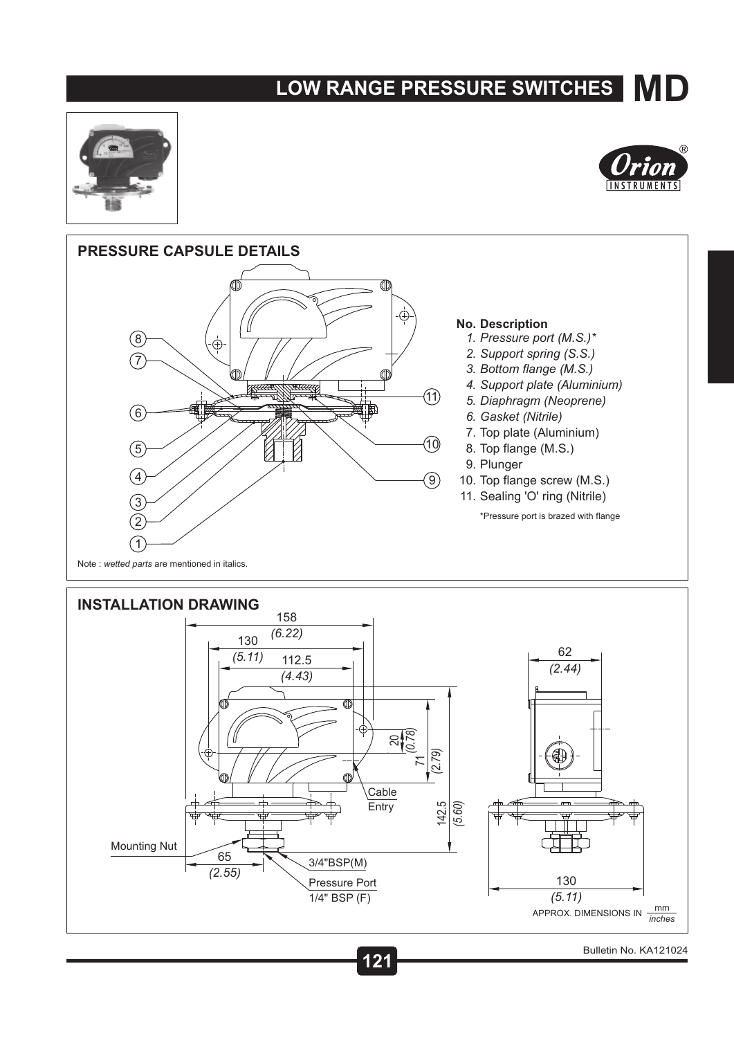# LOW RANGE PRESSURE SWITCHES MD

## PRESSURE CAPSULE DETAILS

**No. Description**

1. *Pressure port (M.S.)**
2. *Support spring (S.S.)*
3. *Bottom flange (M.S.)*
4. *Support plate (Aluminium)*
5. *Diaphragm (Neoprene)*
6. *Gasket (Nitrile)*
7. Top plate (Aluminium)
8. Top flange (M.S.)
9. Plunger
10. Top flange screw (M.S.)
11. Sealing 'O' ring (Nitrile)

*Pressure port is brazed with flange

Note : *wetted parts* are mentioned in italics.

## INSTALLATION DRAWING

Mounting Nut

Cable Entry

3/4"BSP(M)

Pressure Port 1/4" BSP (F)

APPROX. DIMENSIONS IN mm / *inches*

Bulletin No. KA121024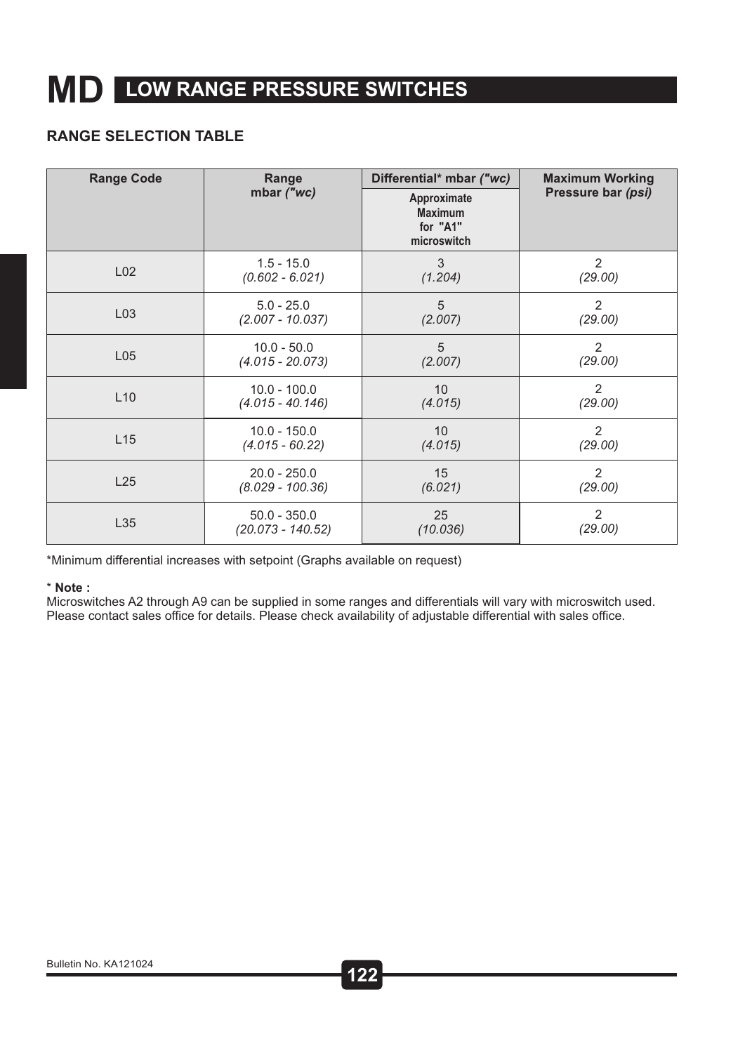# MD LOW RANGE PRESSURE SWITCHES

## RANGE SELECTION TABLE

| Range Code | Range mbar *("wc)* | Differential* mbar *("wc)* | Maximum Working Pressure bar *(psi)* |
|---|---|---|---|
| | | Approximate Maximum for "A1" microswitch | |
| L02 | 1.5 - 15.0 *(0.602 - 6.021)* | 3 *(1.204)* | 2 *(29.00)* |
| L03 | 5.0 - 25.0 *(2.007 - 10.037)* | 5 *(2.007)* | 2 *(29.00)* |
| L05 | 10.0 - 50.0 *(4.015 - 20.073)* | 5 *(2.007)* | 2 *(29.00)* |
| L10 | 10.0 - 100.0 *(4.015 - 40.146)* | 10 *(4.015)* | 2 *(29.00)* |
| L15 | 10.0 - 150.0 *(4.015 - 60.22)* | 10 *(4.015)* | 2 *(29.00)* |
| L25 | 20.0 - 250.0 *(8.029 - 100.36)* | 15 *(6.021)* | 2 *(29.00)* |
| L35 | 50.0 - 350.0 *(20.073 - 140.52)* | 25 *(10.036)* | 2 *(29.00)* |

*Minimum differential increases with setpoint (Graphs available on request)

* **Note :**
Microswitches A2 through A9 can be supplied in some ranges and differentials will vary with microswitch used. Please contact sales office for details. Please check availability of adjustable differential with sales office.

Bulletin No. KA121024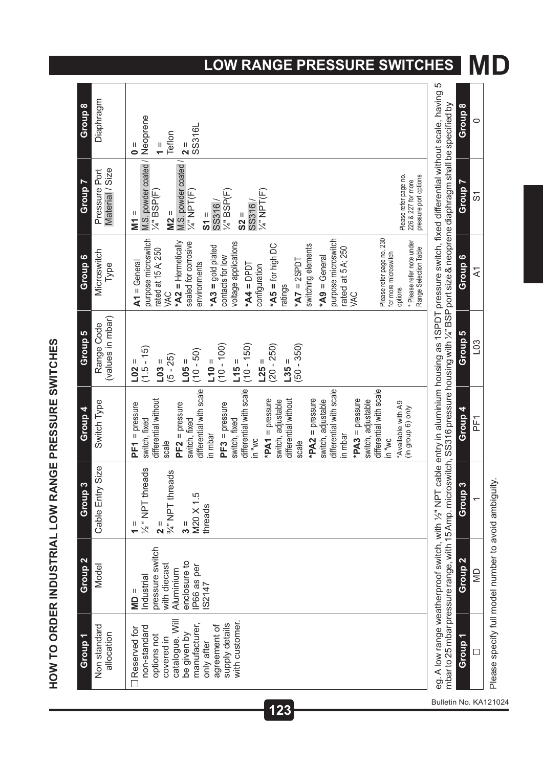## LOW RANGE PRESSURE SWITCHES MD

# HOW TO ORDER INDUSTRIAL LOW RANGE PRESSURE SWITCHES

| Group 1 | Group 2 | Group 3 | Group 4 | Group 5 | Group 6 | Group 7 | Group 8 |
|---|---|---|---|---|---|---|---|
| Non standard allocation | Model | Cable Entry Size | Switch Type | Range Code (values in mbar) | Microswitch Type | Pressure Port Material / Size | Diaphragm |
| ☐ Reserved for non-standard options not covered in catalogue. Will be given by manufacturer, only after agreement of supply details with customer. | **MD** = Industrial pressure switch with diecast Aluminium enclosure to IP66 as per IS2147 | **1** = ½" NPT threads<br>**2** = ¾" NPT threads<br>**3** = M20 X 1.5 threads | **PF1** = pressure switch, fixed differential without scale<br>**PF2** = pressure switch, fixed differential with scale in mbar<br>**PF3** = pressure switch, fixed differential with scale in "wc<br>***PA1** = pressure switch, adjustable differential without scale<br>***PA2** = pressure switch, adjustable differential with scale in mbar<br>***PA3** = pressure switch, adjustable differential with scale in "wc<br>*Available with A9 (in group 6) only | **L02** = (1.5 - 15)<br>**L03** = (5 - 25)<br>**L05** = (10 - 50)<br>**L10** = (10 - 100)<br>**L15** = (10 - 150)<br>**L25** = (20 - 250)<br>**L35** = (50 - 350) | **A1** = General purpose microswitch rated at 15 A; 250 VAC<br>***A2** = Hermetically sealed for corrosive environments<br>***A3** = gold plated contacts for low voltage applications<br>***A4** = DPDT configuration<br>***A5** = for high DC ratings<br>***A7** = 2SPDT switching elements<br>***A9** = General purpose microswitch rated at 5 A; 250 VAC<br>Please refer page no. 230 for more microswitch options<br>* Please refer note under Range Selection Table | **M1** = M.S. powder coated / ¼" BSP(F)<br>**M2** = M.S. powder coated / ¼" NPT(F)<br>**S1** = SS316 / ¼" BSP(F)<br>**S2** = SS316 / ¼" NPT(F)<br>Please refer page no. 226 & 227 for more pressure port options | **0** = Neoprene<br>**1** = Teflon<br>**2** = SS316L |

eg. A low range weatherproof switch, with ½" NPT cable entry in aluminium housing as 1SPDT pressure switch, fixed differential without scale, having 5 mbar to 25 mbar pressure range, with 15 Amp. microswitch, SS316 pressure housing with ¼" BSP port size & neoprene diaphragm shall be specified by

| Group 1 | Group 2 | Group 3 | Group 4 | Group 5 | Group 6 | Group 7 | Group 8 |
|---|---|---|---|---|---|---|---|
| ☐ | MD | 1 | PF1 | L03 | A1 | S1 | 0 |

Please specify full model number to avoid ambiguity.

Bulletin No. KA121024